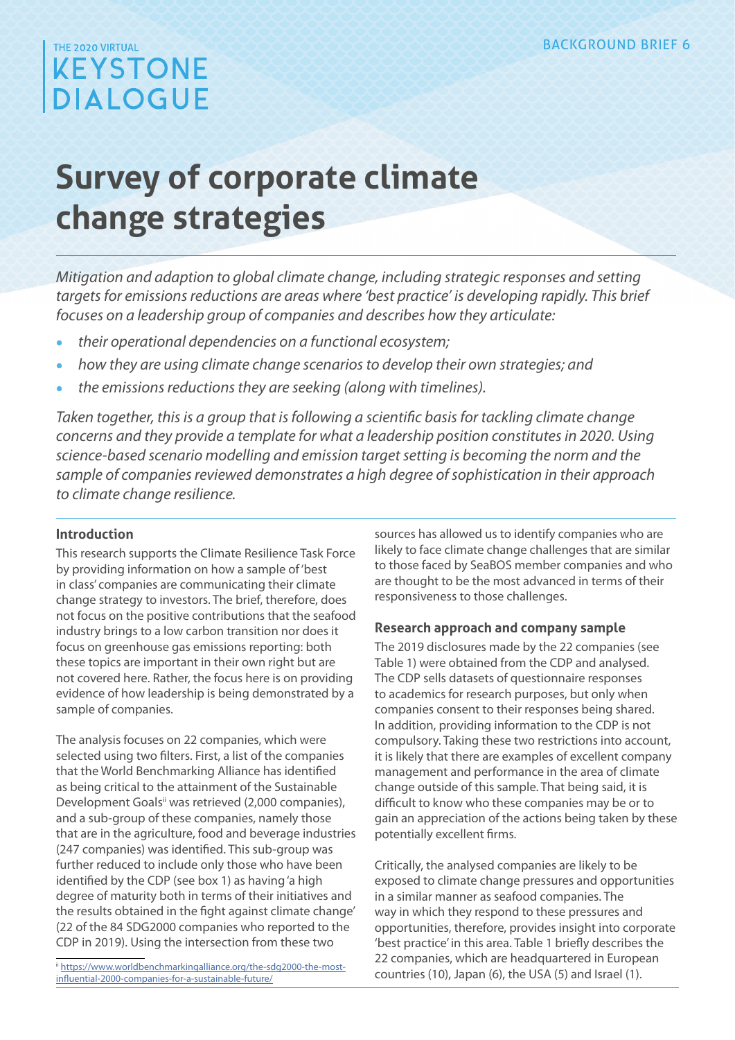THE 2020 VIRTUAL
KEYSTONE
DIALOGUE

BACKGROUND BRIEF 6

# Survey of corporate climate change strategies

*Mitigation and adaption to global climate change, including strategic responses and setting targets for emissions reductions are areas where 'best practice' is developing rapidly. This brief focuses on a leadership group of companies and describes how they articulate:*

- *their operational dependencies on a functional ecosystem;*
- *how they are using climate change scenarios to develop their own strategies; and*
- *the emissions reductions they are seeking (along with timelines).*

*Taken together, this is a group that is following a scientific basis for tackling climate change concerns and they provide a template for what a leadership position constitutes in 2020. Using science-based scenario modelling and emission target setting is becoming the norm and the sample of companies reviewed demonstrates a high degree of sophistication in their approach to climate change resilience.*

## Introduction

This research supports the Climate Resilience Task Force by providing information on how a sample of 'best in class' companies are communicating their climate change strategy to investors. The brief, therefore, does not focus on the positive contributions that the seafood industry brings to a low carbon transition nor does it focus on greenhouse gas emissions reporting: both these topics are important in their own right but are not covered here. Rather, the focus here is on providing evidence of how leadership is being demonstrated by a sample of companies.

The analysis focuses on 22 companies, which were selected using two filters. First, a list of the companies that the World Benchmarking Alliance has identified as being critical to the attainment of the Sustainable Development Goals[ii] was retrieved (2,000 companies), and a sub-group of these companies, namely those that are in the agriculture, food and beverage industries (247 companies) was identified. This sub-group was further reduced to include only those who have been identified by the CDP (see box 1) as having 'a high degree of maturity both in terms of their initiatives and the results obtained in the fight against climate change' (22 of the 84 SDG2000 companies who reported to the CDP in 2019). Using the intersection from these two sources has allowed us to identify companies who are likely to face climate change challenges that are similar to those faced by SeaBOS member companies and who are thought to be the most advanced in terms of their responsiveness to those challenges.

## Research approach and company sample

The 2019 disclosures made by the 22 companies (see Table 1) were obtained from the CDP and analysed. The CDP sells datasets of questionnaire responses to academics for research purposes, but only when companies consent to their responses being shared. In addition, providing information to the CDP is not compulsory. Taking these two restrictions into account, it is likely that there are examples of excellent company management and performance in the area of climate change outside of this sample. That being said, it is difficult to know who these companies may be or to gain an appreciation of the actions being taken by these potentially excellent firms.

Critically, the analysed companies are likely to be exposed to climate change pressures and opportunities in a similar manner as seafood companies. The way in which they respond to these pressures and opportunities, therefore, provides insight into corporate 'best practice' in this area. Table 1 briefly describes the 22 companies, which are headquartered in European countries (10), Japan (6), the USA (5) and Israel (1).

[ii] https://www.worldbenchmarkingalliance.org/the-sdg2000-the-most-influential-2000-companies-for-a-sustainable-future/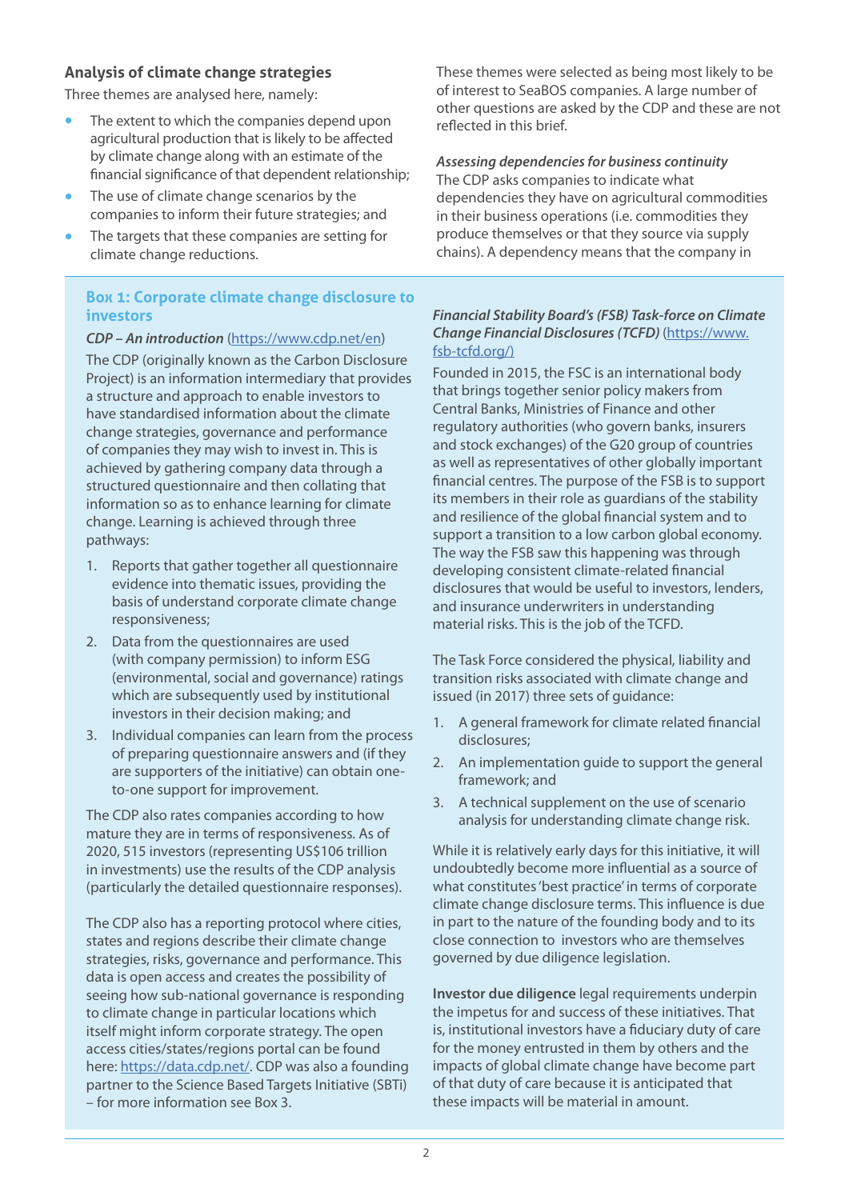## Analysis of climate change strategies

Three themes are analysed here, namely:

- The extent to which the companies depend upon agricultural production that is likely to be affected by climate change along with an estimate of the financial significance of that dependent relationship;
- The use of climate change scenarios by the companies to inform their future strategies; and
- The targets that these companies are setting for climate change reductions.

These themes were selected as being most likely to be of interest to SeaBOS companies. A large number of other questions are asked by the CDP and these are not reflected in this brief.

***Assessing dependencies for business continuity***

The CDP asks companies to indicate what dependencies they have on agricultural commodities in their business operations (i.e. commodities they produce themselves or that they source via supply chains). A dependency means that the company in

### Box 1: Corporate climate change disclosure to investors

***CDP – An introduction*** (https://www.cdp.net/en)

The CDP (originally known as the Carbon Disclosure Project) is an information intermediary that provides a structure and approach to enable investors to have standardised information about the climate change strategies, governance and performance of companies they may wish to invest in. This is achieved by gathering company data through a structured questionnaire and then collating that information so as to enhance learning for climate change. Learning is achieved through three pathways:

1. Reports that gather together all questionnaire evidence into thematic issues, providing the basis of understand corporate climate change responsiveness;
2. Data from the questionnaires are used (with company permission) to inform ESG (environmental, social and governance) ratings which are subsequently used by institutional investors in their decision making; and
3. Individual companies can learn from the process of preparing questionnaire answers and (if they are supporters of the initiative) can obtain one-to-one support for improvement.

The CDP also rates companies according to how mature they are in terms of responsiveness. As of 2020, 515 investors (representing US$106 trillion in investments) use the results of the CDP analysis (particularly the detailed questionnaire responses).

The CDP also has a reporting protocol where cities, states and regions describe their climate change strategies, risks, governance and performance. This data is open access and creates the possibility of seeing how sub-national governance is responding to climate change in particular locations which itself might inform corporate strategy. The open access cities/states/regions portal can be found here: https://data.cdp.net/. CDP was also a founding partner to the Science Based Targets Initiative (SBTi) – for more information see Box 3.

***Financial Stability Board's (FSB) Task-force on Climate Change Financial Disclosures (TCFD)*** (https://www.fsb-tcfd.org/)

Founded in 2015, the FSC is an international body that brings together senior policy makers from Central Banks, Ministries of Finance and other regulatory authorities (who govern banks, insurers and stock exchanges) of the G20 group of countries as well as representatives of other globally important financial centres. The purpose of the FSB is to support its members in their role as guardians of the stability and resilience of the global financial system and to support a transition to a low carbon global economy. The way the FSB saw this happening was through developing consistent climate-related financial disclosures that would be useful to investors, lenders, and insurance underwriters in understanding material risks. This is the job of the TCFD.

The Task Force considered the physical, liability and transition risks associated with climate change and issued (in 2017) three sets of guidance:

1. A general framework for climate related financial disclosures;
2. An implementation guide to support the general framework; and
3. A technical supplement on the use of scenario analysis for understanding climate change risk.

While it is relatively early days for this initiative, it will undoubtedly become more influential as a source of what constitutes 'best practice' in terms of corporate climate change disclosure terms. This influence is due in part to the nature of the founding body and to its close connection to investors who are themselves governed by due diligence legislation.

**Investor due diligence** legal requirements underpin the impetus for and success of these initiatives. That is, institutional investors have a fiduciary duty of care for the money entrusted in them by others and the impacts of global climate change have become part of that duty of care because it is anticipated that these impacts will be material in amount.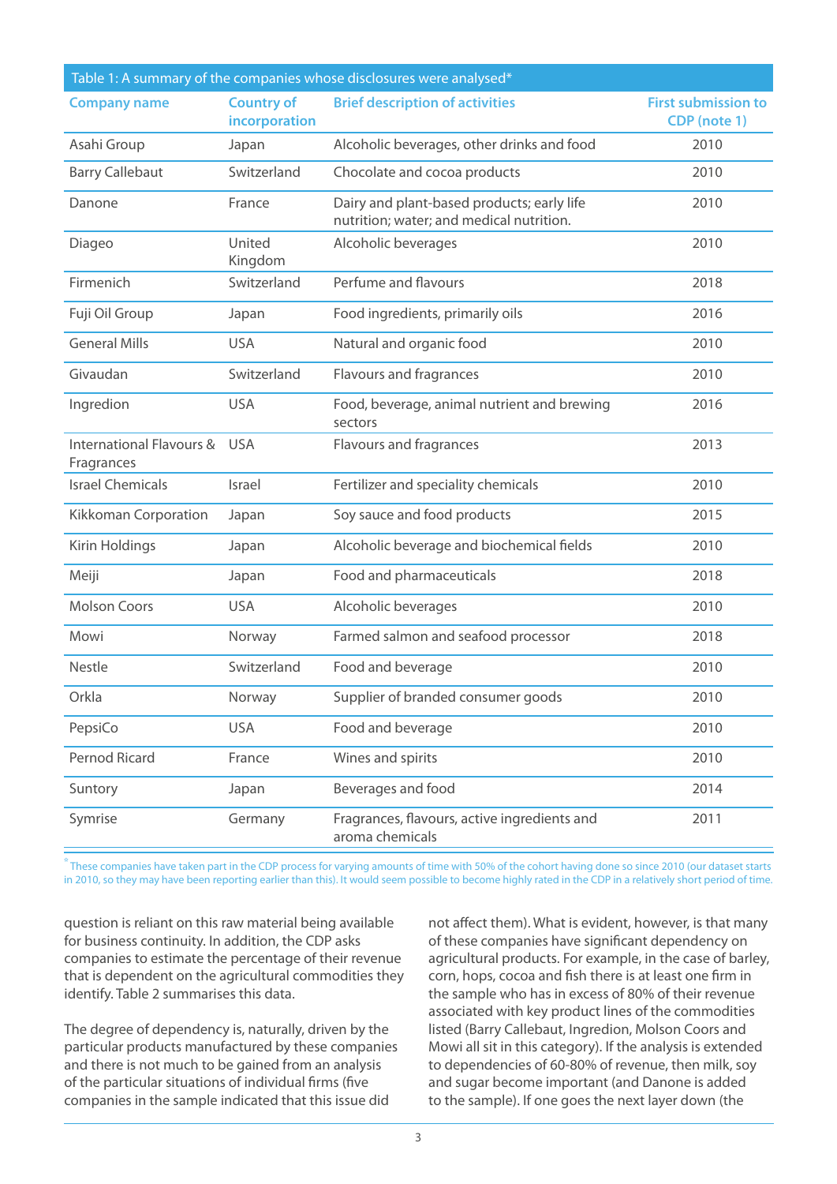| Table 1: A summary of the companies whose disclosures were analysed* | | | |
|---|---|---|---|
| **Company name** | **Country of incorporation** | **Brief description of activities** | **First submission to CDP (note 1)** |
| Asahi Group | Japan | Alcoholic beverages, other drinks and food | 2010 |
| Barry Callebaut | Switzerland | Chocolate and cocoa products | 2010 |
| Danone | France | Dairy and plant-based products; early life nutrition; water; and medical nutrition. | 2010 |
| Diageo | United Kingdom | Alcoholic beverages | 2010 |
| Firmenich | Switzerland | Perfume and flavours | 2018 |
| Fuji Oil Group | Japan | Food ingredients, primarily oils | 2016 |
| General Mills | USA | Natural and organic food | 2010 |
| Givaudan | Switzerland | Flavours and fragrances | 2010 |
| Ingredion | USA | Food, beverage, animal nutrient and brewing sectors | 2016 |
| International Flavours & Fragrances | USA | Flavours and fragrances | 2013 |
| Israel Chemicals | Israel | Fertilizer and speciality chemicals | 2010 |
| Kikkoman Corporation | Japan | Soy sauce and food products | 2015 |
| Kirin Holdings | Japan | Alcoholic beverage and biochemical fields | 2010 |
| Meiji | Japan | Food and pharmaceuticals | 2018 |
| Molson Coors | USA | Alcoholic beverages | 2010 |
| Mowi | Norway | Farmed salmon and seafood processor | 2018 |
| Nestle | Switzerland | Food and beverage | 2010 |
| Orkla | Norway | Supplier of branded consumer goods | 2010 |
| PepsiCo | USA | Food and beverage | 2010 |
| Pernod Ricard | France | Wines and spirits | 2010 |
| Suntory | Japan | Beverages and food | 2014 |
| Symrise | Germany | Fragrances, flavours, active ingredients and aroma chemicals | 2011 |

* These companies have taken part in the CDP process for varying amounts of time with 50% of the cohort having done so since 2010 (our dataset starts in 2010, so they may have been reporting earlier than this). It would seem possible to become highly rated in the CDP in a relatively short period of time.

question is reliant on this raw material being available for business continuity. In addition, the CDP asks companies to estimate the percentage of their revenue that is dependent on the agricultural commodities they identify. Table 2 summarises this data.

The degree of dependency is, naturally, driven by the particular products manufactured by these companies and there is not much to be gained from an analysis of the particular situations of individual firms (five companies in the sample indicated that this issue did not affect them). What is evident, however, is that many of these companies have significant dependency on agricultural products. For example, in the case of barley, corn, hops, cocoa and fish there is at least one firm in the sample who has in excess of 80% of their revenue associated with key product lines of the commodities listed (Barry Callebaut, Ingredion, Molson Coors and Mowi all sit in this category). If the analysis is extended to dependencies of 60-80% of revenue, then milk, soy and sugar become important (and Danone is added to the sample). If one goes the next layer down (the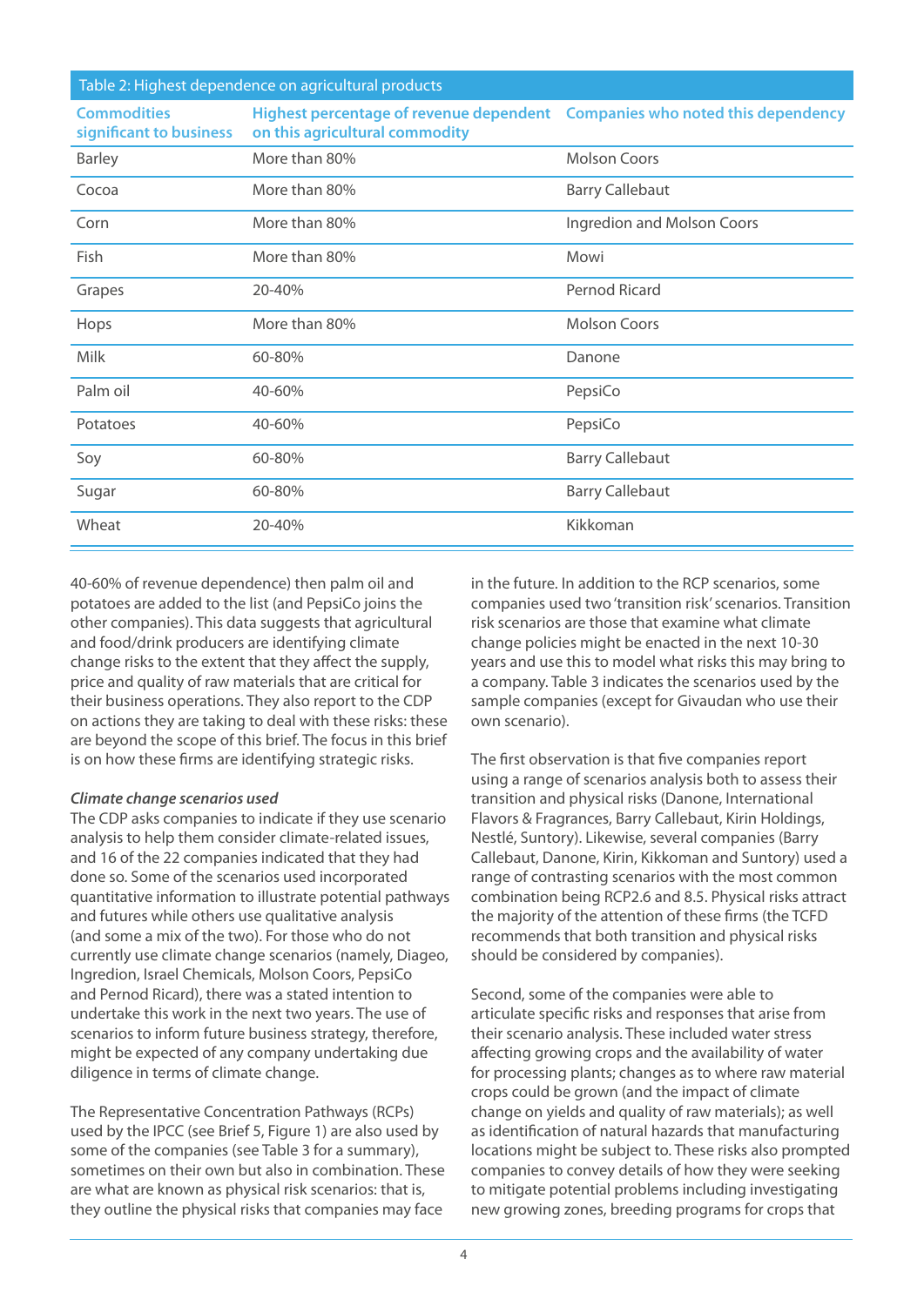Table 2: Highest dependence on agricultural products

| Commodities significant to business | Highest percentage of revenue dependent on this agricultural commodity | Companies who noted this dependency |
|---|---|---|
| Barley | More than 80% | Molson Coors |
| Cocoa | More than 80% | Barry Callebaut |
| Corn | More than 80% | Ingredion and Molson Coors |
| Fish | More than 80% | Mowi |
| Grapes | 20-40% | Pernod Ricard |
| Hops | More than 80% | Molson Coors |
| Milk | 60-80% | Danone |
| Palm oil | 40-60% | PepsiCo |
| Potatoes | 40-60% | PepsiCo |
| Soy | 60-80% | Barry Callebaut |
| Sugar | 60-80% | Barry Callebaut |
| Wheat | 20-40% | Kikkoman |

40-60% of revenue dependence) then palm oil and potatoes are added to the list (and PepsiCo joins the other companies). This data suggests that agricultural and food/drink producers are identifying climate change risks to the extent that they affect the supply, price and quality of raw materials that are critical for their business operations. They also report to the CDP on actions they are taking to deal with these risks: these are beyond the scope of this brief. The focus in this brief is on how these firms are identifying strategic risks.

***Climate change scenarios used***

The CDP asks companies to indicate if they use scenario analysis to help them consider climate-related issues, and 16 of the 22 companies indicated that they had done so. Some of the scenarios used incorporated quantitative information to illustrate potential pathways and futures while others use qualitative analysis (and some a mix of the two). For those who do not currently use climate change scenarios (namely, Diageo, Ingredion, Israel Chemicals, Molson Coors, PepsiCo and Pernod Ricard), there was a stated intention to undertake this work in the next two years. The use of scenarios to inform future business strategy, therefore, might be expected of any company undertaking due diligence in terms of climate change.

The Representative Concentration Pathways (RCPs) used by the IPCC (see Brief 5, Figure 1) are also used by some of the companies (see Table 3 for a summary), sometimes on their own but also in combination. These are what are known as physical risk scenarios: that is, they outline the physical risks that companies may face in the future. In addition to the RCP scenarios, some companies used two 'transition risk' scenarios. Transition risk scenarios are those that examine what climate change policies might be enacted in the next 10-30 years and use this to model what risks this may bring to a company. Table 3 indicates the scenarios used by the sample companies (except for Givaudan who use their own scenario).

The first observation is that five companies report using a range of scenarios analysis both to assess their transition and physical risks (Danone, International Flavors & Fragrances, Barry Callebaut, Kirin Holdings, Nestlé, Suntory). Likewise, several companies (Barry Callebaut, Danone, Kirin, Kikkoman and Suntory) used a range of contrasting scenarios with the most common combination being RCP2.6 and 8.5. Physical risks attract the majority of the attention of these firms (the TCFD recommends that both transition and physical risks should be considered by companies).

Second, some of the companies were able to articulate specific risks and responses that arise from their scenario analysis. These included water stress affecting growing crops and the availability of water for processing plants; changes as to where raw material crops could be grown (and the impact of climate change on yields and quality of raw materials); as well as identification of natural hazards that manufacturing locations might be subject to. These risks also prompted companies to convey details of how they were seeking to mitigate potential problems including investigating new growing zones, breeding programs for crops that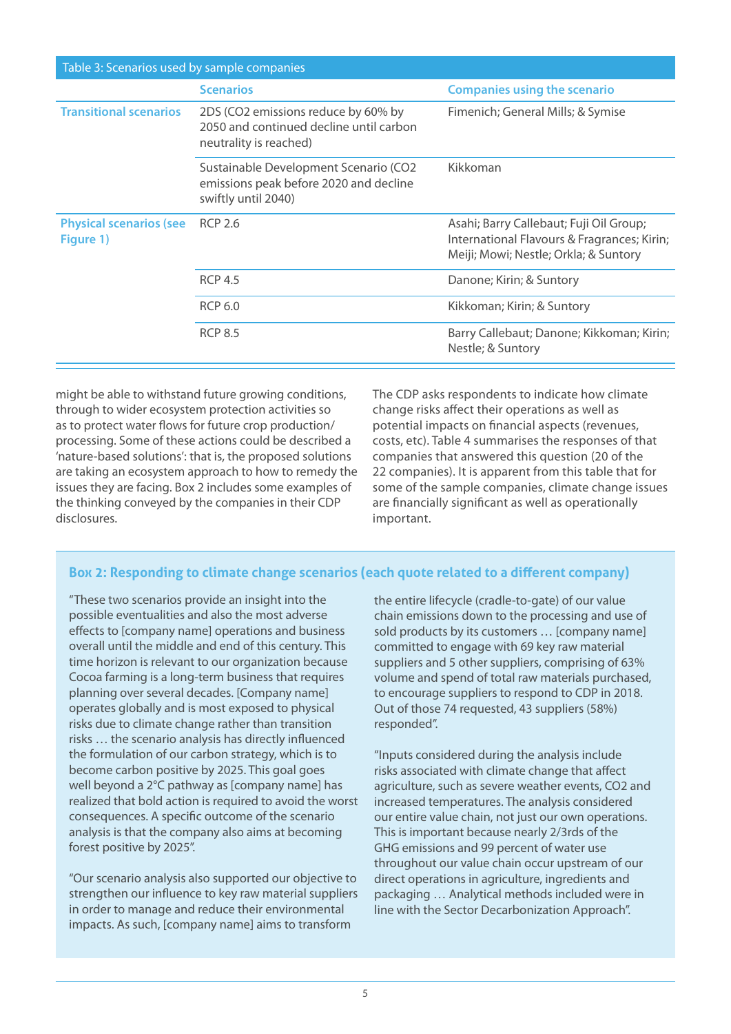Table 3: Scenarios used by sample companies

| | Scenarios | Companies using the scenario |
|---|---|---|
| Transitional scenarios | 2DS ($CO_2$ emissions reduce by 60% by 2050 and continued decline until carbon neutrality is reached) | Fimenich; General Mills; & Symise |
| | Sustainable Development Scenario ($CO_2$ emissions peak before 2020 and decline swiftly until 2040) | Kikkoman |
| Physical scenarios (see Figure 1) | RCP 2.6 | Asahi; Barry Callebaut; Fuji Oil Group; International Flavours & Fragrances; Kirin; Meiji; Mowi; Nestle; Orkla; & Suntory |
| | RCP 4.5 | Danone; Kirin; & Suntory |
| | RCP 6.0 | Kikkoman; Kirin; & Suntory |
| | RCP 8.5 | Barry Callebaut; Danone; Kikkoman; Kirin; Nestle; & Suntory |

might be able to withstand future growing conditions, through to wider ecosystem protection activities so as to protect water flows for future crop production/processing. Some of these actions could be described a 'nature-based solutions': that is, the proposed solutions are taking an ecosystem approach to how to remedy the issues they are facing. Box 2 includes some examples of the thinking conveyed by the companies in their CDP disclosures.

The CDP asks respondents to indicate how climate change risks affect their operations as well as potential impacts on financial aspects (revenues, costs, etc). Table 4 summarises the responses of that companies that answered this question (20 of the 22 companies). It is apparent from this table that for some of the sample companies, climate change issues are financially significant as well as operationally important.

### Box 2: Responding to climate change scenarios (each quote related to a different company)

"These two scenarios provide an insight into the possible eventualities and also the most adverse effects to [company name] operations and business overall until the middle and end of this century. This time horizon is relevant to our organization because Cocoa farming is a long-term business that requires planning over several decades. [Company name] operates globally and is most exposed to physical risks due to climate change rather than transition risks … the scenario analysis has directly influenced the formulation of our carbon strategy, which is to become carbon positive by 2025. This goal goes well beyond a 2°C pathway as [company name] has realized that bold action is required to avoid the worst consequences. A specific outcome of the scenario analysis is that the company also aims at becoming forest positive by 2025".

"Our scenario analysis also supported our objective to strengthen our influence to key raw material suppliers in order to manage and reduce their environmental impacts. As such, [company name] aims to transform the entire lifecycle (cradle-to-gate) of our value chain emissions down to the processing and use of sold products by its customers … [company name] committed to engage with 69 key raw material suppliers and 5 other suppliers, comprising of 63% volume and spend of total raw materials purchased, to encourage suppliers to respond to CDP in 2018. Out of those 74 requested, 43 suppliers (58%) responded".

"Inputs considered during the analysis include risks associated with climate change that affect agriculture, such as severe weather events, $CO_2$ and increased temperatures. The analysis considered our entire value chain, not just our own operations. This is important because nearly 2/3rds of the GHG emissions and 99 percent of water use throughout our value chain occur upstream of our direct operations in agriculture, ingredients and packaging … Analytical methods included were in line with the Sector Decarbonization Approach".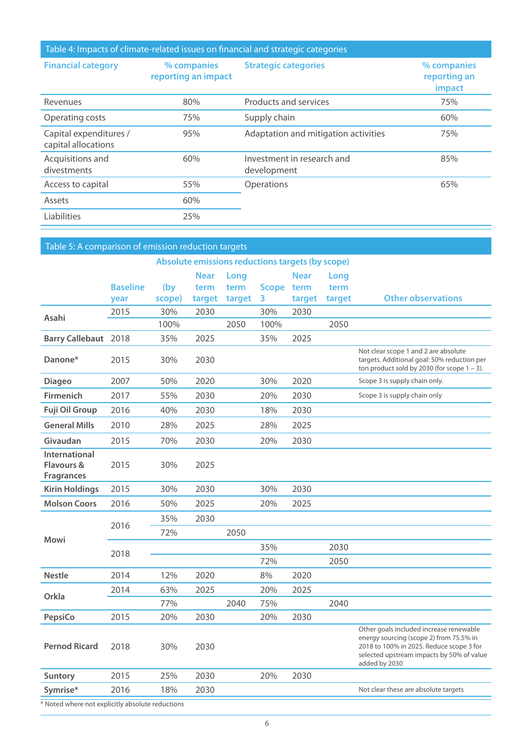Table 4: Impacts of climate-related issues on financial and strategic categories

| Financial category | % companies reporting an impact | Strategic categories | % companies reporting an impact |
|---|---|---|---|
| Revenues | 80% | Products and services | 75% |
| Operating costs | 75% | Supply chain | 60% |
| Capital expenditures / capital allocations | 95% | Adaptation and mitigation activities | 75% |
| Acquisitions and divestments | 60% | Investment in research and development | 85% |
| Access to capital | 55% | Operations | 65% |
| Assets | 60% | | |
| Liabilities | 25% | | |

Table 5: A comparison of emission reduction targets

| | | Absolute emissions reductions targets (by scope) | | | | | | |
|---|---|---|---|---|---|---|---|---|
| | Baseline year | (by scope) | Near term target | Long term target | Scope 3 | Near term target | Long term target | Other observations |
| Asahi | 2015 | 30% | 2030 | | 30% | 2030 | | |
| | | 100% | | 2050 | 100% | | 2050 | |
| Barry Callebaut | 2018 | 35% | 2025 | | 35% | 2025 | | |
| Danone* | 2015 | 30% | 2030 | | | | | Not clear scope 1 and 2 are absolute targets. Additional goal: 50% reduction per ton product sold by 2030 (for scope 1 – 3). |
| Diageo | 2007 | 50% | 2020 | | 30% | 2020 | | Scope 3 is supply chain only. |
| Firmenich | 2017 | 55% | 2030 | | 20% | 2030 | | Scope 3 is supply chain only |
| Fuji Oil Group | 2016 | 40% | 2030 | | 18% | 2030 | | |
| General Mills | 2010 | 28% | 2025 | | 28% | 2025 | | |
| Givaudan | 2015 | 70% | 2030 | | 20% | 2030 | | |
| International Flavours & Fragrances | 2015 | 30% | 2025 | | | | | |
| Kirin Holdings | 2015 | 30% | 2030 | | 30% | 2030 | | |
| Molson Coors | 2016 | 50% | 2025 | | 20% | 2025 | | |
| Mowi | 2016 | 35% | 2030 | | | | | |
| | | 72% | | 2050 | | | | |
| | 2018 | | | | 35% | | 2030 | |
| | | | | | 72% | | 2050 | |
| Nestle | 2014 | 12% | 2020 | | 8% | 2020 | | |
| Orkla | 2014 | 63% | 2025 | | 20% | 2025 | | |
| | | 77% | | 2040 | 75% | | 2040 | |
| PepsiCo | 2015 | 20% | 2030 | | 20% | 2030 | | |
| Pernod Ricard | 2018 | 30% | 2030 | | | | | Other goals included increase renewable energy sourcing (scope 2) from 75.5% in 2018 to 100% in 2025. Reduce scope 3 for selected upstream impacts by 50% of value added by 2030 |
| Suntory | 2015 | 25% | 2030 | | 20% | 2030 | | |
| Symrise* | 2016 | 18% | 2030 | | | | | Not clear these are absolute targets |

\* Noted where not explicitly absolute reductions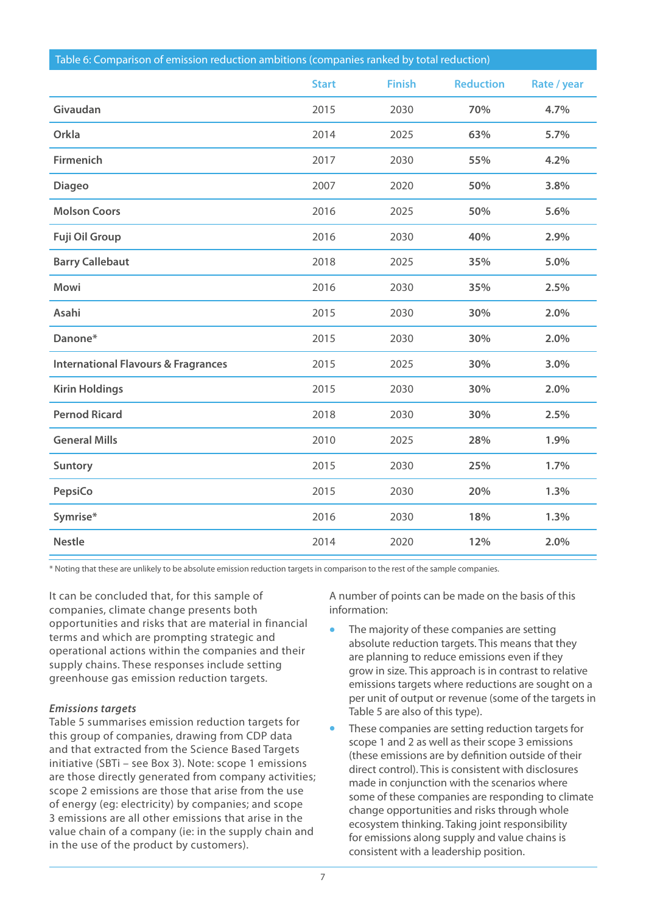Table 6: Comparison of emission reduction ambitions (companies ranked by total reduction)

| | Start | Finish | Reduction | Rate / year |
|---|---|---|---|---|
| **Givaudan** | 2015 | 2030 | **70%** | **4.7%** |
| **Orkla** | 2014 | 2025 | **63%** | **5.7%** |
| **Firmenich** | 2017 | 2030 | **55%** | **4.2%** |
| **Diageo** | 2007 | 2020 | **50%** | **3.8%** |
| **Molson Coors** | 2016 | 2025 | **50%** | **5.6%** |
| **Fuji Oil Group** | 2016 | 2030 | **40%** | **2.9%** |
| **Barry Callebaut** | 2018 | 2025 | **35%** | **5.0%** |
| **Mowi** | 2016 | 2030 | **35%** | **2.5%** |
| **Asahi** | 2015 | 2030 | **30%** | **2.0%** |
| **Danone*** | 2015 | 2030 | **30%** | **2.0%** |
| **International Flavours & Fragrances** | 2015 | 2025 | **30%** | **3.0%** |
| **Kirin Holdings** | 2015 | 2030 | **30%** | **2.0%** |
| **Pernod Ricard** | 2018 | 2030 | **30%** | **2.5%** |
| **General Mills** | 2010 | 2025 | **28%** | **1.9%** |
| **Suntory** | 2015 | 2030 | **25%** | **1.7%** |
| **PepsiCo** | 2015 | 2030 | **20%** | **1.3%** |
| **Symrise*** | 2016 | 2030 | **18%** | **1.3%** |
| **Nestle** | 2014 | 2020 | **12%** | **2.0%** |

\* Noting that these are unlikely to be absolute emission reduction targets in comparison to the rest of the sample companies.

It can be concluded that, for this sample of companies, climate change presents both opportunities and risks that are material in financial terms and which are prompting strategic and operational actions within the companies and their supply chains. These responses include setting greenhouse gas emission reduction targets.

***Emissions targets***

Table 5 summarises emission reduction targets for this group of companies, drawing from CDP data and that extracted from the Science Based Targets initiative (SBTi – see Box 3). Note: scope 1 emissions are those directly generated from company activities; scope 2 emissions are those that arise from the use of energy (eg: electricity) by companies; and scope 3 emissions are all other emissions that arise in the value chain of a company (ie: in the supply chain and in the use of the product by customers).

A number of points can be made on the basis of this information:

- The majority of these companies are setting absolute reduction targets. This means that they are planning to reduce emissions even if they grow in size. This approach is in contrast to relative emissions targets where reductions are sought on a per unit of output or revenue (some of the targets in Table 5 are also of this type).
- These companies are setting reduction targets for scope 1 and 2 as well as their scope 3 emissions (these emissions are by definition outside of their direct control). This is consistent with disclosures made in conjunction with the scenarios where some of these companies are responding to climate change opportunities and risks through whole ecosystem thinking. Taking joint responsibility for emissions along supply and value chains is consistent with a leadership position.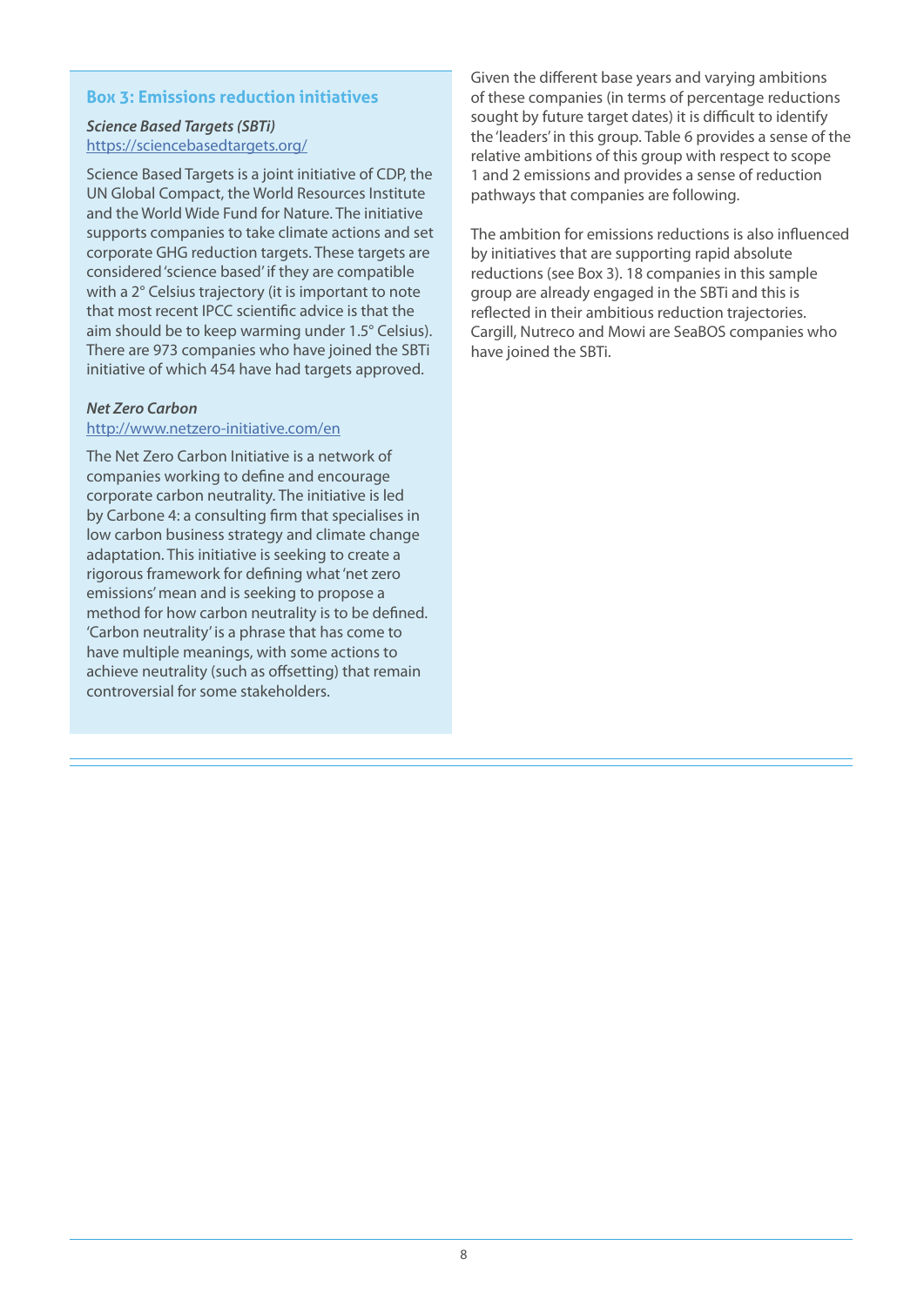### Box 3: Emissions reduction initiatives

***Science Based Targets (SBTi)***
https://sciencebasedtargets.org/

Science Based Targets is a joint initiative of CDP, the UN Global Compact, the World Resources Institute and the World Wide Fund for Nature. The initiative supports companies to take climate actions and set corporate GHG reduction targets. These targets are considered 'science based' if they are compatible with a 2° Celsius trajectory (it is important to note that most recent IPCC scientific advice is that the aim should be to keep warming under 1.5° Celsius). There are 973 companies who have joined the SBTi initiative of which 454 have had targets approved.

***Net Zero Carbon***
http://www.netzero-initiative.com/en

The Net Zero Carbon Initiative is a network of companies working to define and encourage corporate carbon neutrality. The initiative is led by Carbone 4: a consulting firm that specialises in low carbon business strategy and climate change adaptation. This initiative is seeking to create a rigorous framework for defining what 'net zero emissions' mean and is seeking to propose a method for how carbon neutrality is to be defined. 'Carbon neutrality' is a phrase that has come to have multiple meanings, with some actions to achieve neutrality (such as offsetting) that remain controversial for some stakeholders.

Given the different base years and varying ambitions of these companies (in terms of percentage reductions sought by future target dates) it is difficult to identify the 'leaders' in this group. Table 6 provides a sense of the relative ambitions of this group with respect to scope 1 and 2 emissions and provides a sense of reduction pathways that companies are following.

The ambition for emissions reductions is also influenced by initiatives that are supporting rapid absolute reductions (see Box 3). 18 companies in this sample group are already engaged in the SBTi and this is reflected in their ambitious reduction trajectories. Cargill, Nutreco and Mowi are SeaBOS companies who have joined the SBTi.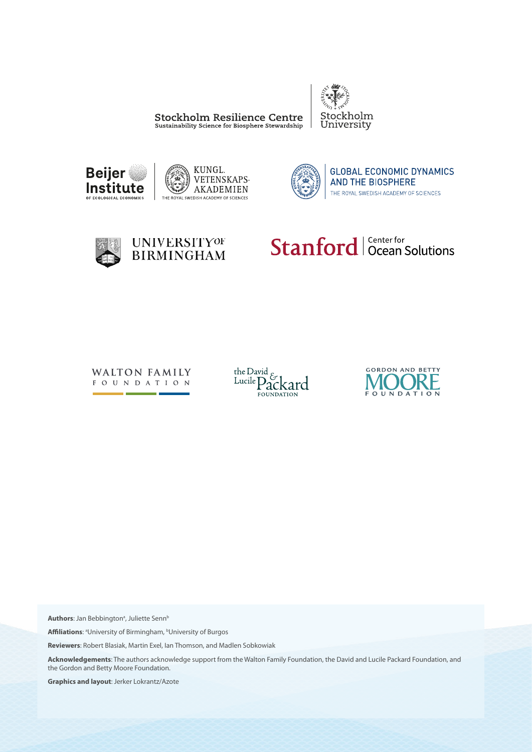Stockholm Resilience Centre
Sustainability Science for Biosphere Stewardship

Stockholm University

Beijer Institute of Ecological Economics

KUNGL. VETENSKAPS-AKADEMIEN
THE ROYAL SWEDISH ACADEMY OF SCIENCES

GLOBAL ECONOMIC DYNAMICS AND THE BIOSPHERE
THE ROYAL SWEDISH ACADEMY OF SCIENCES

UNIVERSITY OF BIRMINGHAM

Stanford | Center for Ocean Solutions

WALTON FAMILY FOUNDATION

the David & Lucile Packard FOUNDATION

GORDON AND BETTY MOORE FOUNDATION

**Authors**: Jan Bebbington[a], Juliette Senn[b]

**Affiliations**: [a]University of Birmingham, [b]University of Burgos

**Reviewers**: Robert Blasiak, Martin Exel, Ian Thomson, and Madlen Sobkowiak

**Acknowledgements**: The authors acknowledge support from the Walton Family Foundation, the David and Lucile Packard Foundation, and the Gordon and Betty Moore Foundation.

**Graphics and layout**: Jerker Lokrantz/Azote